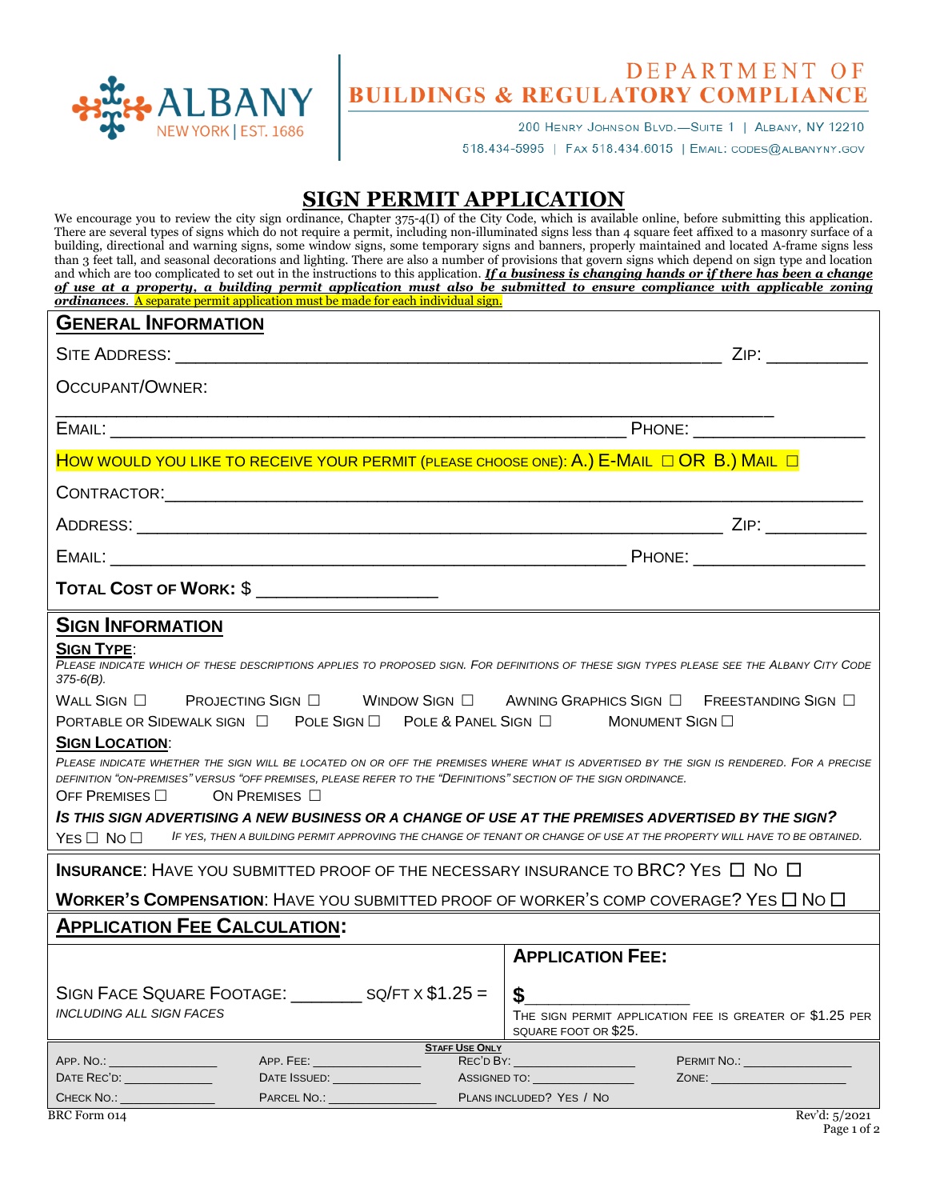ALBANY
NEW YORK | EST. 1686

DEPARTMENT OF
**BUILDINGS & REGULATORY COMPLIANCE**

200 Henry Johnson Blvd.—Suite 1 | Albany, NY 12210
518.434-5995 | Fax 518.434.6015 | Email: codes@albanyny.gov

# SIGN PERMIT APPLICATION

We encourage you to review the city sign ordinance, Chapter 375-4(I) of the City Code, which is available online, before submitting this application. There are several types of signs which do not require a permit, including non-illuminated signs less than 4 square feet affixed to a masonry surface of a building, directional and warning signs, some window signs, some temporary signs and banners, properly maintained and located A-frame signs less than 3 feet tall, and seasonal decorations and lighting. There are also a number of provisions that govern signs which depend on sign type and location and which are too complicated to set out in the instructions to this application. ***If a business is changing hands or if there has been a change of use at a property, a building permit application must also be submitted to ensure compliance with applicable zoning ordinances***. A separate permit application must be made for each individual sign.

## GENERAL INFORMATION

SITE ADDRESS: ______________________________________________ ZIP: __________

OCCUPANT/OWNER: ______________________________________________

EMAIL: ______________________________________________ PHONE: ________________

HOW WOULD YOU LIKE TO RECEIVE YOUR PERMIT (PLEASE CHOOSE ONE): A.) E-MAIL ☐ OR B.) MAIL ☐

CONTRACTOR: ______________________________________________

ADDRESS: ______________________________________________ ZIP: __________

EMAIL: ______________________________________________ PHONE: ________________

**TOTAL COST OF WORK:** $ ________________

## SIGN INFORMATION

**SIGN TYPE**:

*Please indicate which of these descriptions applies to proposed sign. For definitions of these sign types please see the Albany City Code 375-6(B).*

WALL SIGN ☐ PROJECTING SIGN ☐ WINDOW SIGN ☐ AWNING GRAPHICS SIGN ☐ FREESTANDING SIGN ☐
PORTABLE OR SIDEWALK SIGN ☐ POLE SIGN ☐ POLE & PANEL SIGN ☐ MONUMENT SIGN ☐

**SIGN LOCATION**:

*Please indicate whether the sign will be located on or off the premises where what is advertised by the sign is rendered. For a precise definition "on-premises" versus "off premises, please refer to the "Definitions" section of the sign ordinance.*

OFF PREMISES ☐ ON PREMISES ☐

***IS THIS SIGN ADVERTISING A NEW BUSINESS OR A CHANGE OF USE AT THE PREMISES ADVERTISED BY THE SIGN?***

YES ☐ NO ☐ *If yes, then a building permit approving the change of tenant or change of use at the property will have to be obtained.*

**INSURANCE**: HAVE YOU SUBMITTED PROOF OF THE NECESSARY INSURANCE TO BRC? YES ☐ NO ☐

**WORKER'S COMPENSATION**: HAVE YOU SUBMITTED PROOF OF WORKER'S COMP COVERAGE? YES ☐ NO ☐

## APPLICATION FEE CALCULATION:

| | **APPLICATION FEE:** |
|---|---|
| SIGN FACE SQUARE FOOTAGE: _______ SQ/FT X $1.25 = <br> *INCLUDING ALL SIGN FACES* | $________________ <br> THE SIGN PERMIT APPLICATION FEE IS GREATER OF $1.25 PER SQUARE FOOT OR $25. |

**STAFF USE ONLY**

| | | | |
|---|---|---|---|
| APP. NO.: ____________ | APP. FEE: ____________ | REC'D BY: ____________ | PERMIT NO.: ____________ |
| DATE REC'D: ____________ | DATE ISSUED: ____________ | ASSIGNED TO: ____________ | ZONE: ____________ |
| CHECK NO.: ____________ | PARCEL NO.: ____________ | PLANS INCLUDED? YES / NO | |

BRC Form 014 Rev'd: 5/2021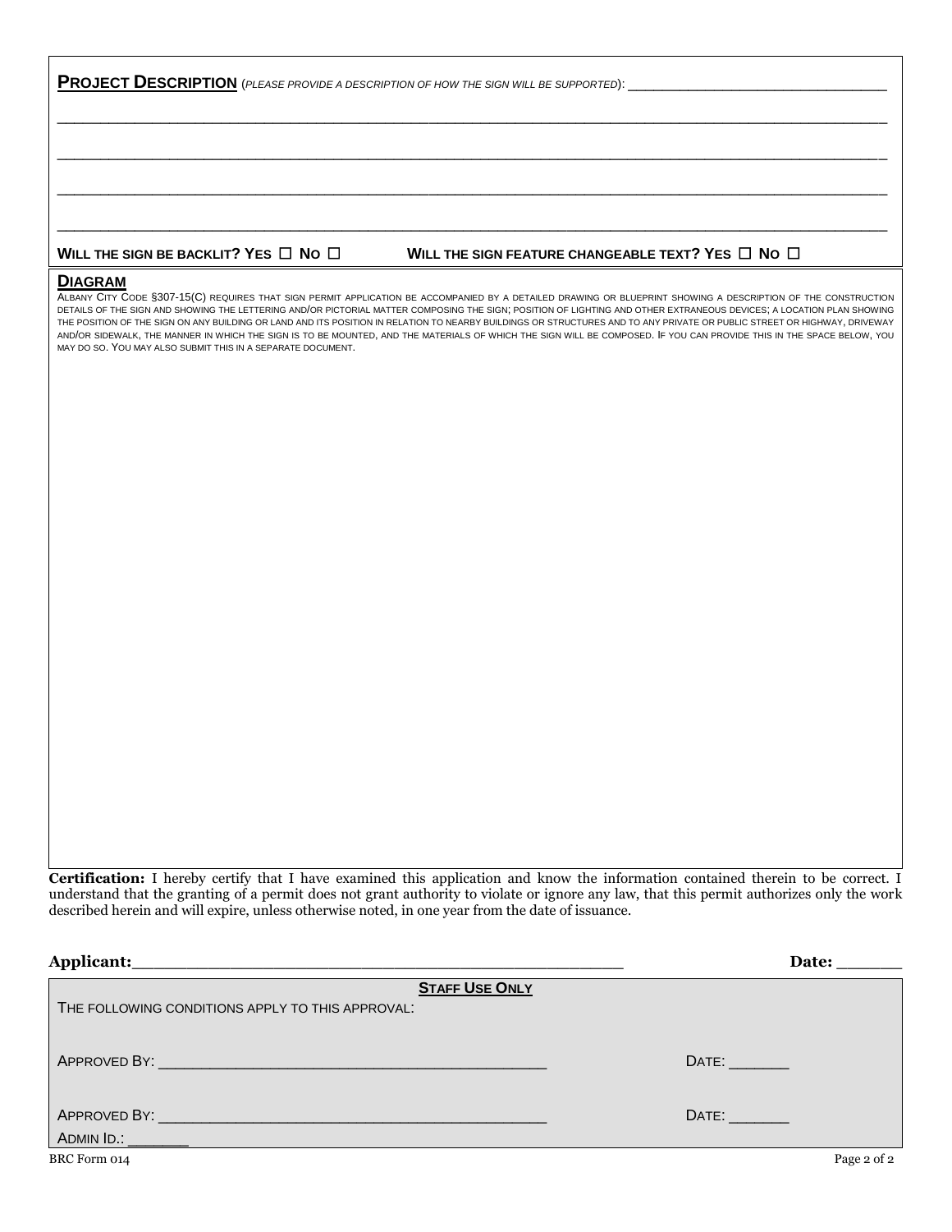**PROJECT DESCRIPTION** (*PLEASE PROVIDE A DESCRIPTION OF HOW THE SIGN WILL BE SUPPORTED*): ______________________________

________________________________________________________________________________

________________________________________________________________________________

________________________________________________________________________________

________________________________________________________________________________

**WILL THE SIGN BE BACKLIT? YES ☐ NO ☐** **WILL THE SIGN FEATURE CHANGEABLE TEXT? YES ☐ NO ☐**

## DIAGRAM

ALBANY CITY CODE §307-15(C) REQUIRES THAT SIGN PERMIT APPLICATION BE ACCOMPANIED BY A DETAILED DRAWING OR BLUEPRINT SHOWING A DESCRIPTION OF THE CONSTRUCTION DETAILS OF THE SIGN AND SHOWING THE LETTERING AND/OR PICTORIAL MATTER COMPOSING THE SIGN; POSITION OF LIGHTING AND OTHER EXTRANEOUS DEVICES; A LOCATION PLAN SHOWING THE POSITION OF THE SIGN ON ANY BUILDING OR LAND AND ITS POSITION IN RELATION TO NEARBY BUILDINGS OR STRUCTURES AND TO ANY PRIVATE OR PUBLIC STREET OR HIGHWAY, DRIVEWAY AND/OR SIDEWALK, THE MANNER IN WHICH THE SIGN IS TO BE MOUNTED, AND THE MATERIALS OF WHICH THE SIGN WILL BE COMPOSED. IF YOU CAN PROVIDE THIS IN THE SPACE BELOW, YOU MAY DO SO. YOU MAY ALSO SUBMIT THIS IN A SEPARATE DOCUMENT.

**Certification:** I hereby certify that I have examined this application and know the information contained therein to be correct. I understand that the granting of a permit does not grant authority to violate or ignore any law, that this permit authorizes only the work described herein and will expire, unless otherwise noted, in one year from the date of issuance.

**Applicant:**________________________________________________ **Date:** ______

**STAFF USE ONLY**

THE FOLLOWING CONDITIONS APPLY TO THIS APPROVAL:

APPROVED BY: ______________________________________ DATE: ______

APPROVED BY: ______________________________________ DATE: ______

ADMIN ID.: ______

BRC Form 014